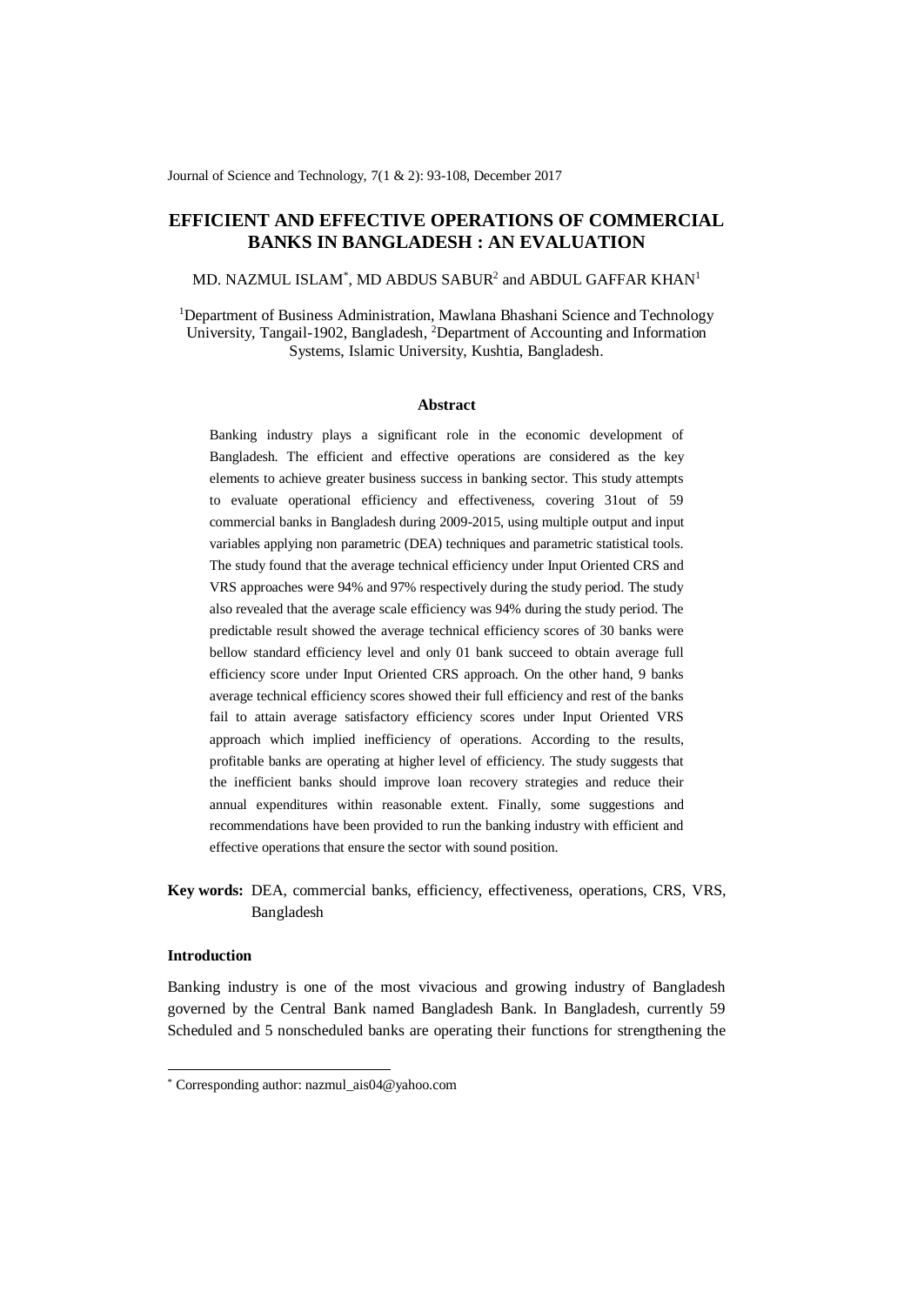# EFFICIENT AND EFFECTIVE OPERATIONS OF COMMERCIAL BANKS IN BANGLADESH : AN EVALUATION

MD. NAZMUL ISLAM*, MD ABDUS SABUR[2] and ABDUL GAFFAR KHAN[1]

[1]Department of Business Administration, Mawlana Bhashani Science and Technology University, Tangail-1902, Bangladesh, [2]Department of Accounting and Information Systems, Islamic University, Kushtia, Bangladesh.

## Abstract

Banking industry plays a significant role in the economic development of Bangladesh. The efficient and effective operations are considered as the key elements to achieve greater business success in banking sector. This study attempts to evaluate operational efficiency and effectiveness, covering 31out of 59 commercial banks in Bangladesh during 2009-2015, using multiple output and input variables applying non parametric (DEA) techniques and parametric statistical tools. The study found that the average technical efficiency under Input Oriented CRS and VRS approaches were 94% and 97% respectively during the study period. The study also revealed that the average scale efficiency was 94% during the study period. The predictable result showed the average technical efficiency scores of 30 banks were bellow standard efficiency level and only 01 bank succeed to obtain average full efficiency score under Input Oriented CRS approach. On the other hand, 9 banks average technical efficiency scores showed their full efficiency and rest of the banks fail to attain average satisfactory efficiency scores under Input Oriented VRS approach which implied inefficiency of operations. According to the results, profitable banks are operating at higher level of efficiency. The study suggests that the inefficient banks should improve loan recovery strategies and reduce their annual expenditures within reasonable extent. Finally, some suggestions and recommendations have been provided to run the banking industry with efficient and effective operations that ensure the sector with sound position.

**Key words:** DEA, commercial banks, efficiency, effectiveness, operations, CRS, VRS, Bangladesh

## Introduction

Banking industry is one of the most vivacious and growing industry of Bangladesh governed by the Central Bank named Bangladesh Bank. In Bangladesh, currently 59 Scheduled and 5 nonscheduled banks are operating their functions for strengthening the

---

* Corresponding author: nazmul_ais04@yahoo.com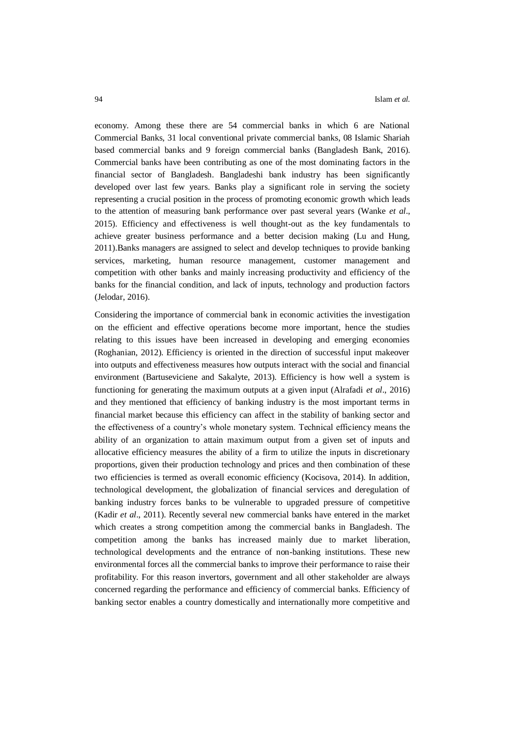economy. Among these there are 54 commercial banks in which 6 are National Commercial Banks, 31 local conventional private commercial banks, 08 Islamic Shariah based commercial banks and 9 foreign commercial banks (Bangladesh Bank, 2016). Commercial banks have been contributing as one of the most dominating factors in the financial sector of Bangladesh. Bangladeshi bank industry has been significantly developed over last few years. Banks play a significant role in serving the society representing a crucial position in the process of promoting economic growth which leads to the attention of measuring bank performance over past several years (Wanke *et al*., 2015). Efficiency and effectiveness is well thought-out as the key fundamentals to achieve greater business performance and a better decision making (Lu and Hung, 2011).Banks managers are assigned to select and develop techniques to provide banking services, marketing, human resource management, customer management and competition with other banks and mainly increasing productivity and efficiency of the banks for the financial condition, and lack of inputs, technology and production factors (Jelodar, 2016).

Considering the importance of commercial bank in economic activities the investigation on the efficient and effective operations become more important, hence the studies relating to this issues have been increased in developing and emerging economies (Roghanian, 2012). Efficiency is oriented in the direction of successful input makeover into outputs and effectiveness measures how outputs interact with the social and financial environment (Bartuseviciene and Sakalyte, 2013). Efficiency is how well a system is functioning for generating the maximum outputs at a given input (Alrafadi *et al*., 2016) and they mentioned that efficiency of banking industry is the most important terms in financial market because this efficiency can affect in the stability of banking sector and the effectiveness of a country's whole monetary system. Technical efficiency means the ability of an organization to attain maximum output from a given set of inputs and allocative efficiency measures the ability of a firm to utilize the inputs in discretionary proportions, given their production technology and prices and then combination of these two efficiencies is termed as overall economic efficiency (Kocisova, 2014). In addition, technological development, the globalization of financial services and deregulation of banking industry forces banks to be vulnerable to upgraded pressure of competitive (Kadir *et al*., 2011). Recently several new commercial banks have entered in the market which creates a strong competition among the commercial banks in Bangladesh. The competition among the banks has increased mainly due to market liberation, technological developments and the entrance of non-banking institutions. These new environmental forces all the commercial banks to improve their performance to raise their profitability. For this reason invertors, government and all other stakeholder are always concerned regarding the performance and efficiency of commercial banks. Efficiency of banking sector enables a country domestically and internationally more competitive and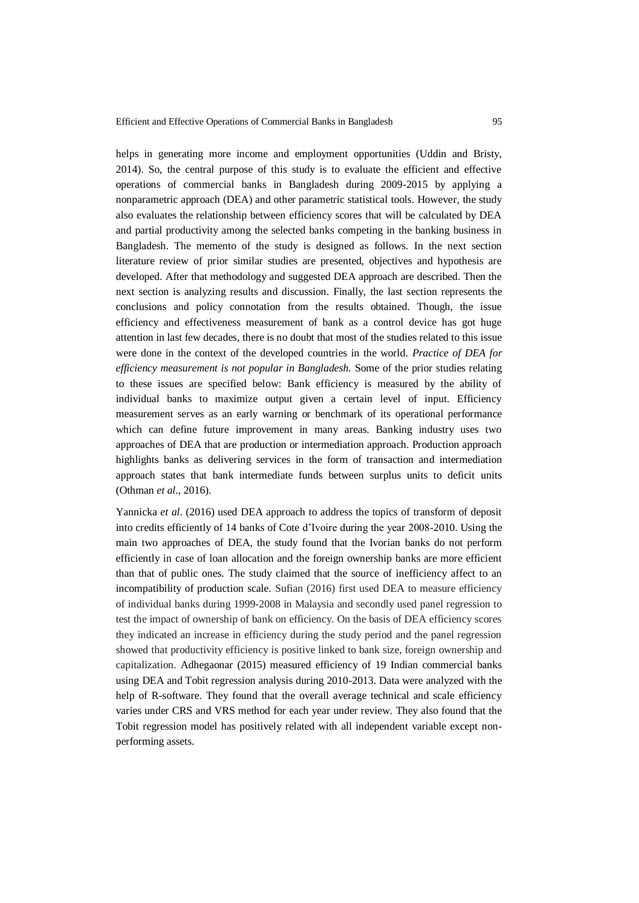helps in generating more income and employment opportunities (Uddin and Bristy, 2014). So, the central purpose of this study is to evaluate the efficient and effective operations of commercial banks in Bangladesh during 2009-2015 by applying a nonparametric approach (DEA) and other parametric statistical tools. However, the study also evaluates the relationship between efficiency scores that will be calculated by DEA and partial productivity among the selected banks competing in the banking business in Bangladesh. The memento of the study is designed as follows. In the next section literature review of prior similar studies are presented, objectives and hypothesis are developed. After that methodology and suggested DEA approach are described. Then the next section is analyzing results and discussion. Finally, the last section represents the conclusions and policy connotation from the results obtained. Though, the issue efficiency and effectiveness measurement of bank as a control device has got huge attention in last few decades, there is no doubt that most of the studies related to this issue were done in the context of the developed countries in the world. *Practice of DEA for efficiency measurement is not popular in Bangladesh.* Some of the prior studies relating to these issues are specified below: Bank efficiency is measured by the ability of individual banks to maximize output given a certain level of input. Efficiency measurement serves as an early warning or benchmark of its operational performance which can define future improvement in many areas. Banking industry uses two approaches of DEA that are production or intermediation approach. Production approach highlights banks as delivering services in the form of transaction and intermediation approach states that bank intermediate funds between surplus units to deficit units (Othman *et al*., 2016).

Yannicka *et al*. (2016) used DEA approach to address the topics of transform of deposit into credits efficiently of 14 banks of Cote d'Ivoire during the year 2008-2010. Using the main two approaches of DEA, the study found that the Ivorian banks do not perform efficiently in case of loan allocation and the foreign ownership banks are more efficient than that of public ones. The study claimed that the source of inefficiency affect to an incompatibility of production scale. Sufian (2016) first used DEA to measure efficiency of individual banks during 1999-2008 in Malaysia and secondly used panel regression to test the impact of ownership of bank on efficiency. On the basis of DEA efficiency scores they indicated an increase in efficiency during the study period and the panel regression showed that productivity efficiency is positive linked to bank size, foreign ownership and capitalization. Adhegaonar (2015) measured efficiency of 19 Indian commercial banks using DEA and Tobit regression analysis during 2010-2013. Data were analyzed with the help of R-software. They found that the overall average technical and scale efficiency varies under CRS and VRS method for each year under review. They also found that the Tobit regression model has positively related with all independent variable except non-performing assets.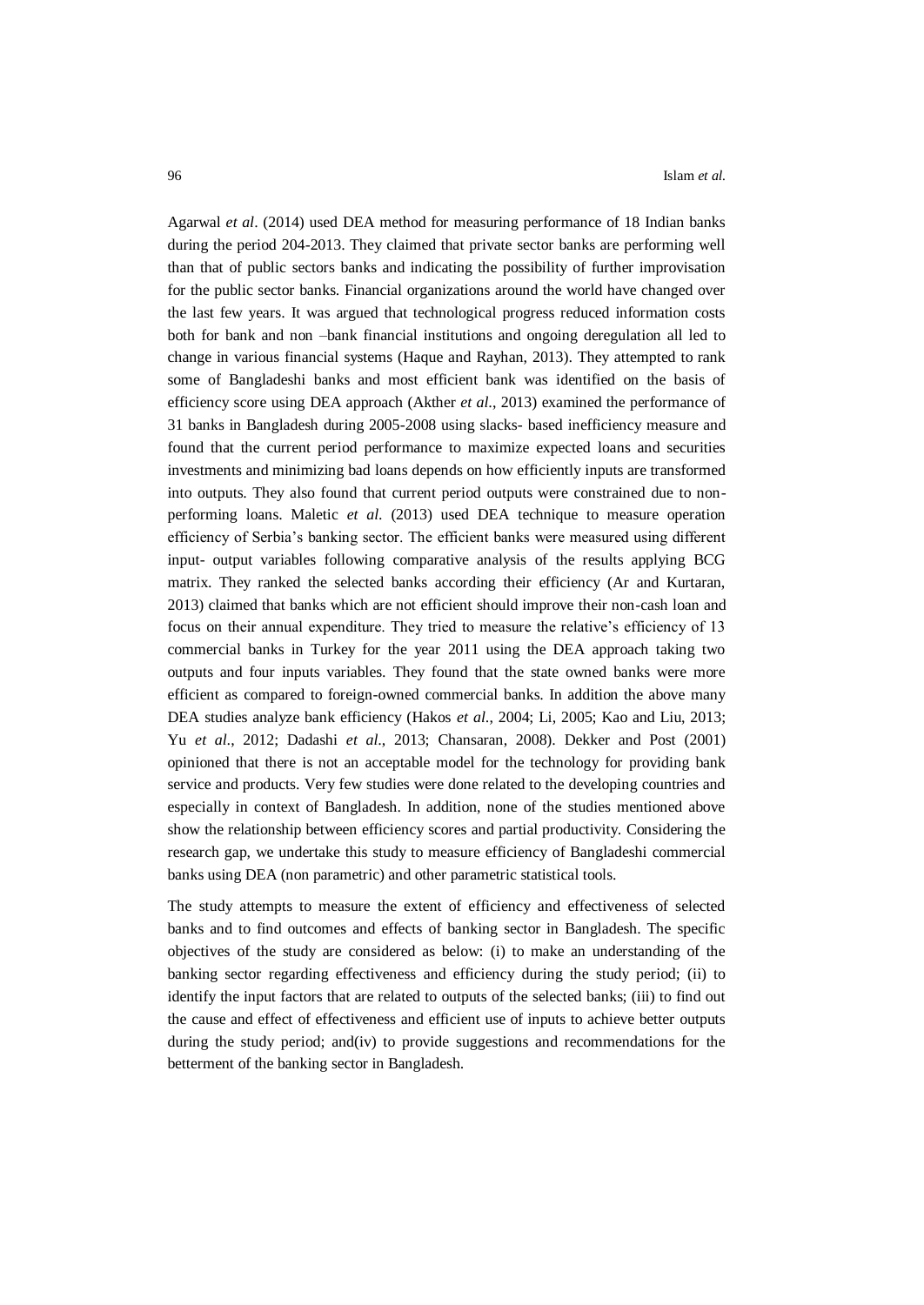Agarwal *et al*. (2014) used DEA method for measuring performance of 18 Indian banks during the period 204-2013. They claimed that private sector banks are performing well than that of public sectors banks and indicating the possibility of further improvisation for the public sector banks. Financial organizations around the world have changed over the last few years. It was argued that technological progress reduced information costs both for bank and non –bank financial institutions and ongoing deregulation all led to change in various financial systems (Haque and Rayhan, 2013). They attempted to rank some of Bangladeshi banks and most efficient bank was identified on the basis of efficiency score using DEA approach (Akther *et al*., 2013) examined the performance of 31 banks in Bangladesh during 2005-2008 using slacks- based inefficiency measure and found that the current period performance to maximize expected loans and securities investments and minimizing bad loans depends on how efficiently inputs are transformed into outputs. They also found that current period outputs were constrained due to non-performing loans. Maletic *et al*. (2013) used DEA technique to measure operation efficiency of Serbia's banking sector. The efficient banks were measured using different input- output variables following comparative analysis of the results applying BCG matrix. They ranked the selected banks according their efficiency (Ar and Kurtaran, 2013) claimed that banks which are not efficient should improve their non-cash loan and focus on their annual expenditure. They tried to measure the relative's efficiency of 13 commercial banks in Turkey for the year 2011 using the DEA approach taking two outputs and four inputs variables. They found that the state owned banks were more efficient as compared to foreign-owned commercial banks. In addition the above many DEA studies analyze bank efficiency (Hakos *et al*., 2004; Li, 2005; Kao and Liu, 2013; Yu *et al*., 2012; Dadashi *et al*., 2013; Chansaran, 2008). Dekker and Post (2001) opinioned that there is not an acceptable model for the technology for providing bank service and products. Very few studies were done related to the developing countries and especially in context of Bangladesh. In addition, none of the studies mentioned above show the relationship between efficiency scores and partial productivity. Considering the research gap, we undertake this study to measure efficiency of Bangladeshi commercial banks using DEA (non parametric) and other parametric statistical tools.

The study attempts to measure the extent of efficiency and effectiveness of selected banks and to find outcomes and effects of banking sector in Bangladesh. The specific objectives of the study are considered as below: (i) to make an understanding of the banking sector regarding effectiveness and efficiency during the study period; (ii) to identify the input factors that are related to outputs of the selected banks; (iii) to find out the cause and effect of effectiveness and efficient use of inputs to achieve better outputs during the study period; and(iv) to provide suggestions and recommendations for the betterment of the banking sector in Bangladesh.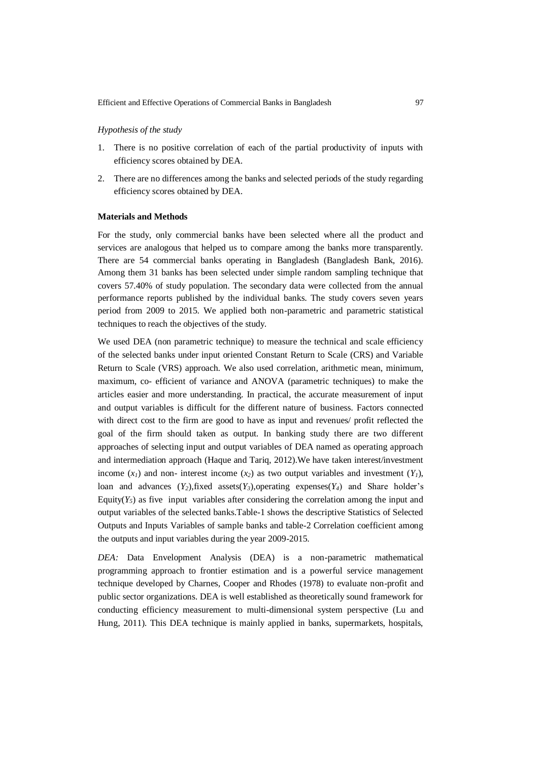*Hypothesis of the study*

1. There is no positive correlation of each of the partial productivity of inputs with efficiency scores obtained by DEA.
2. There are no differences among the banks and selected periods of the study regarding efficiency scores obtained by DEA.

**Materials and Methods**

For the study, only commercial banks have been selected where all the product and services are analogous that helped us to compare among the banks more transparently. There are 54 commercial banks operating in Bangladesh (Bangladesh Bank, 2016). Among them 31 banks has been selected under simple random sampling technique that covers 57.40% of study population. The secondary data were collected from the annual performance reports published by the individual banks. The study covers seven years period from 2009 to 2015. We applied both non-parametric and parametric statistical techniques to reach the objectives of the study.

We used DEA (non parametric technique) to measure the technical and scale efficiency of the selected banks under input oriented Constant Return to Scale (CRS) and Variable Return to Scale (VRS) approach. We also used correlation, arithmetic mean, minimum, maximum, co- efficient of variance and ANOVA (parametric techniques) to make the articles easier and more understanding. In practical, the accurate measurement of input and output variables is difficult for the different nature of business. Factors connected with direct cost to the firm are good to have as input and revenues/ profit reflected the goal of the firm should taken as output. In banking study there are two different approaches of selecting input and output variables of DEA named as operating approach and intermediation approach (Haque and Tariq, 2012).We have taken interest/investment income ($x_1$) and non- interest income ($x_2$) as two output variables and investment ($Y_1$), loan and advances ($Y_2$),fixed assets($Y_3$),operating expenses($Y_4$) and Share holder's Equity($Y_5$) as five input variables after considering the correlation among the input and output variables of the selected banks.Table-1 shows the descriptive Statistics of Selected Outputs and Inputs Variables of sample banks and table-2 Correlation coefficient among the outputs and input variables during the year 2009-2015.

*DEA:* Data Envelopment Analysis (DEA) is a non-parametric mathematical programming approach to frontier estimation and is a powerful service management technique developed by Charnes, Cooper and Rhodes (1978) to evaluate non-profit and public sector organizations. DEA is well established as theoretically sound framework for conducting efficiency measurement to multi-dimensional system perspective (Lu and Hung, 2011). This DEA technique is mainly applied in banks, supermarkets, hospitals,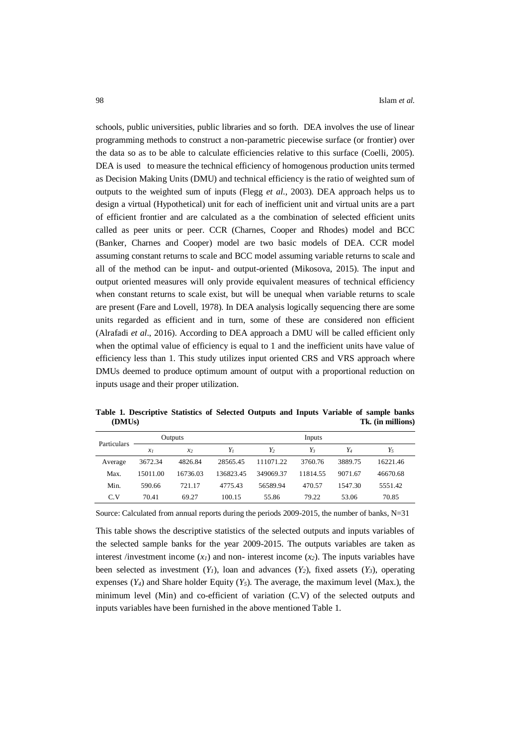schools, public universities, public libraries and so forth. DEA involves the use of linear programming methods to construct a non-parametric piecewise surface (or frontier) over the data so as to be able to calculate efficiencies relative to this surface (Coelli, 2005). DEA is used to measure the technical efficiency of homogenous production units termed as Decision Making Units (DMU) and technical efficiency is the ratio of weighted sum of outputs to the weighted sum of inputs (Flegg *et al*., 2003). DEA approach helps us to design a virtual (Hypothetical) unit for each of inefficient unit and virtual units are a part of efficient frontier and are calculated as a the combination of selected efficient units called as peer units or peer. CCR (Charnes, Cooper and Rhodes) model and BCC (Banker, Charnes and Cooper) model are two basic models of DEA. CCR model assuming constant returns to scale and BCC model assuming variable returns to scale and all of the method can be input- and output-oriented (Mikosova, 2015). The input and output oriented measures will only provide equivalent measures of technical efficiency when constant returns to scale exist, but will be unequal when variable returns to scale are present (Fare and Lovell, 1978). In DEA analysis logically sequencing there are some units regarded as efficient and in turn, some of these are considered non efficient (Alrafadi *et al*., 2016). According to DEA approach a DMU will be called efficient only when the optimal value of efficiency is equal to 1 and the inefficient units have value of efficiency less than 1. This study utilizes input oriented CRS and VRS approach where DMUs deemed to produce optimum amount of output with a proportional reduction on inputs usage and their proper utilization.

**Table 1. Descriptive Statistics of Selected Outputs and Inputs Variable of sample banks (DMUs)** **Tk. (in millions)**

| Particulars | Outputs | | Inputs | | | | |
|---|---|---|---|---|---|---|---|
| | $x_1$ | $x_2$ | $Y_1$ | $Y_2$ | $Y_3$ | $Y_4$ | $Y_5$ |
| Average | 3672.34 | 4826.84 | 28565.45 | 111071.22 | 3760.76 | 3889.75 | 16221.46 |
| Max. | 15011.00 | 16736.03 | 136823.45 | 349069.37 | 11814.55 | 9071.67 | 46670.68 |
| Min. | 590.66 | 721.17 | 4775.43 | 56589.94 | 470.57 | 1547.30 | 5551.42 |
| C.V | 70.41 | 69.27 | 100.15 | 55.86 | 79.22 | 53.06 | 70.85 |

Source: Calculated from annual reports during the periods 2009-2015, the number of banks, N=31

This table shows the descriptive statistics of the selected outputs and inputs variables of the selected sample banks for the year 2009-2015. The outputs variables are taken as interest /investment income ($x_1$) and non- interest income ($x_2$). The inputs variables have been selected as investment ($Y_1$), loan and advances ($Y_2$), fixed assets ($Y_3$), operating expenses ($Y_4$) and Share holder Equity ($Y_5$). The average, the maximum level (Max.), the minimum level (Min) and co-efficient of variation (C.V) of the selected outputs and inputs variables have been furnished in the above mentioned Table 1.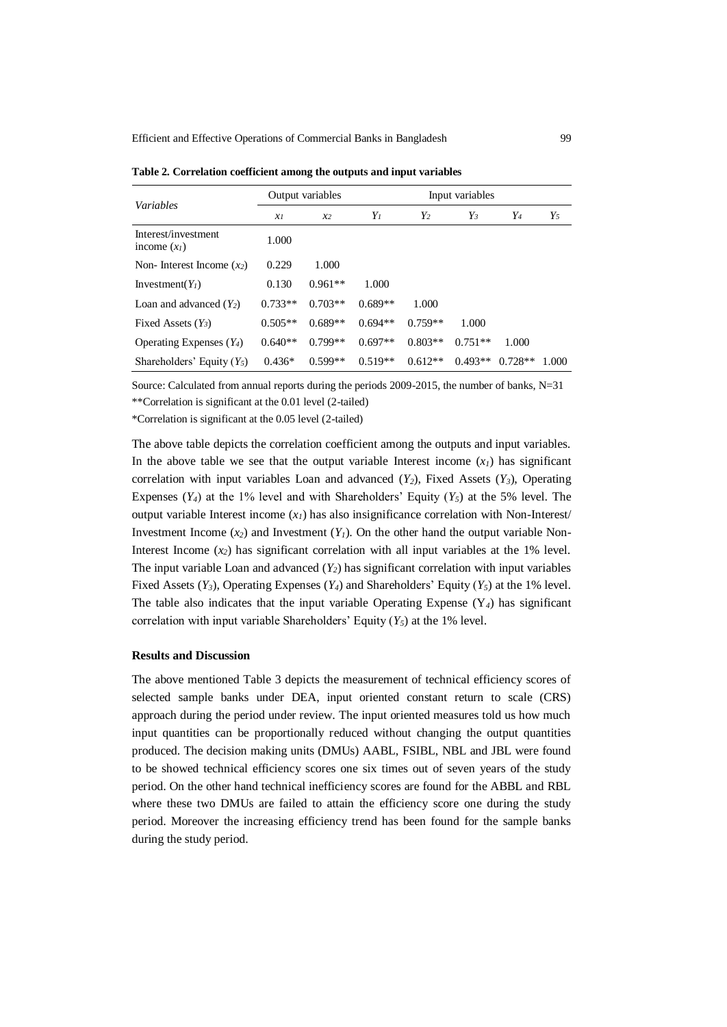**Table 2. Correlation coefficient among the outputs and input variables**

| *Variables* | Output variables | | Input variables | | | | |
|---|---|---|---|---|---|---|---|
| | $x_1$ | $x_2$ | $Y_1$ | $Y_2$ | $Y_3$ | $Y_4$ | $Y_5$ |
| Interest/investment income ($x_1$) | 1.000 | | | | | | |
| Non- Interest Income ($x_2$) | 0.229 | 1.000 | | | | | |
| Investment($Y_1$) | 0.130 | 0.961** | 1.000 | | | | |
| Loan and advanced ($Y_2$) | 0.733** | 0.703** | 0.689** | 1.000 | | | |
| Fixed Assets ($Y_3$) | 0.505** | 0.689** | 0.694** | 0.759** | 1.000 | | |
| Operating Expenses ($Y_4$) | 0.640** | 0.799** | 0.697** | 0.803** | 0.751** | 1.000 | |
| Shareholders' Equity ($Y_5$) | 0.436* | 0.599** | 0.519** | 0.612** | 0.493** | 0.728** | 1.000 |

Source: Calculated from annual reports during the periods 2009-2015, the number of banks, N=31

**Correlation is significant at the 0.01 level (2-tailed)

*Correlation is significant at the 0.05 level (2-tailed)

The above table depicts the correlation coefficient among the outputs and input variables. In the above table we see that the output variable Interest income ($x_1$) has significant correlation with input variables Loan and advanced ($Y_2$), Fixed Assets ($Y_3$), Operating Expenses ($Y_4$) at the 1% level and with Shareholders' Equity ($Y_5$) at the 5% level. The output variable Interest income ($x_1$) has also insignificance correlation with Non-Interest/ Investment Income ($x_2$) and Investment ($Y_1$). On the other hand the output variable Non-Interest Income ($x_2$) has significant correlation with all input variables at the 1% level. The input variable Loan and advanced ($Y_2$) has significant correlation with input variables Fixed Assets ($Y_3$), Operating Expenses ($Y_4$) and Shareholders' Equity ($Y_5$) at the 1% level. The table also indicates that the input variable Operating Expense ($Y_4$) has significant correlation with input variable Shareholders' Equity ($Y_5$) at the 1% level.

### Results and Discussion

The above mentioned Table 3 depicts the measurement of technical efficiency scores of selected sample banks under DEA, input oriented constant return to scale (CRS) approach during the period under review. The input oriented measures told us how much input quantities can be proportionally reduced without changing the output quantities produced. The decision making units (DMUs) AABL, FSIBL, NBL and JBL were found to be showed technical efficiency scores one six times out of seven years of the study period. On the other hand technical inefficiency scores are found for the ABBL and RBL where these two DMUs are failed to attain the efficiency score one during the study period. Moreover the increasing efficiency trend has been found for the sample banks during the study period.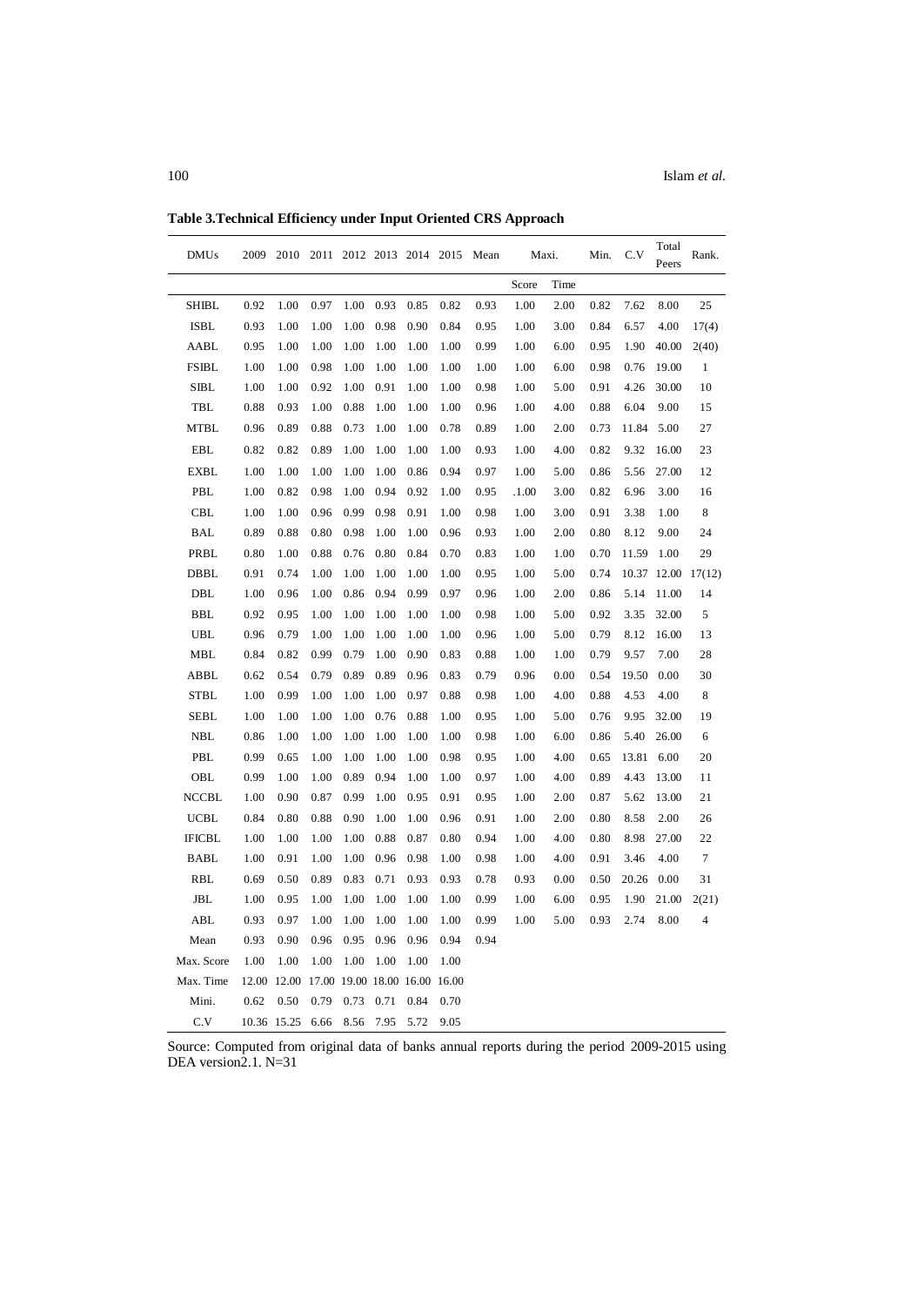**Table 3.Technical Efficiency under Input Oriented CRS Approach**

| DMUs | 2009 | 2010 | 2011 | 2012 | 2013 | 2014 | 2015 | Mean | Maxi. | | Min. | C.V | Total Peers | Rank. |
|---|---|---|---|---|---|---|---|---|---|---|---|---|---|---|
| | | | | | | | | | Score | Time | | | | |
| SHIBL | 0.92 | 1.00 | 0.97 | 1.00 | 0.93 | 0.85 | 0.82 | 0.93 | 1.00 | 2.00 | 0.82 | 7.62 | 8.00 | 25 |
| ISBL | 0.93 | 1.00 | 1.00 | 1.00 | 0.98 | 0.90 | 0.84 | 0.95 | 1.00 | 3.00 | 0.84 | 6.57 | 4.00 | 17(4) |
| AABL | 0.95 | 1.00 | 1.00 | 1.00 | 1.00 | 1.00 | 1.00 | 0.99 | 1.00 | 6.00 | 0.95 | 1.90 | 40.00 | 2(40) |
| FSIBL | 1.00 | 1.00 | 0.98 | 1.00 | 1.00 | 1.00 | 1.00 | 1.00 | 1.00 | 6.00 | 0.98 | 0.76 | 19.00 | 1 |
| SIBL | 1.00 | 1.00 | 0.92 | 1.00 | 0.91 | 1.00 | 1.00 | 0.98 | 1.00 | 5.00 | 0.91 | 4.26 | 30.00 | 10 |
| TBL | 0.88 | 0.93 | 1.00 | 0.88 | 1.00 | 1.00 | 1.00 | 0.96 | 1.00 | 4.00 | 0.88 | 6.04 | 9.00 | 15 |
| MTBL | 0.96 | 0.89 | 0.88 | 0.73 | 1.00 | 1.00 | 0.78 | 0.89 | 1.00 | 2.00 | 0.73 | 11.84 | 5.00 | 27 |
| EBL | 0.82 | 0.82 | 0.89 | 1.00 | 1.00 | 1.00 | 1.00 | 0.93 | 1.00 | 4.00 | 0.82 | 9.32 | 16.00 | 23 |
| EXBL | 1.00 | 1.00 | 1.00 | 1.00 | 1.00 | 0.86 | 0.94 | 0.97 | 1.00 | 5.00 | 0.86 | 5.56 | 27.00 | 12 |
| PBL | 1.00 | 0.82 | 0.98 | 1.00 | 0.94 | 0.92 | 1.00 | 0.95 | .1.00 | 3.00 | 0.82 | 6.96 | 3.00 | 16 |
| CBL | 1.00 | 1.00 | 0.96 | 0.99 | 0.98 | 0.91 | 1.00 | 0.98 | 1.00 | 3.00 | 0.91 | 3.38 | 1.00 | 8 |
| BAL | 0.89 | 0.88 | 0.80 | 0.98 | 1.00 | 1.00 | 0.96 | 0.93 | 1.00 | 2.00 | 0.80 | 8.12 | 9.00 | 24 |
| PRBL | 0.80 | 1.00 | 0.88 | 0.76 | 0.80 | 0.84 | 0.70 | 0.83 | 1.00 | 1.00 | 0.70 | 11.59 | 1.00 | 29 |
| DBBL | 0.91 | 0.74 | 1.00 | 1.00 | 1.00 | 1.00 | 1.00 | 0.95 | 1.00 | 5.00 | 0.74 | 10.37 | 12.00 | 17(12) |
| DBL | 1.00 | 0.96 | 1.00 | 0.86 | 0.94 | 0.99 | 0.97 | 0.96 | 1.00 | 2.00 | 0.86 | 5.14 | 11.00 | 14 |
| BBL | 0.92 | 0.95 | 1.00 | 1.00 | 1.00 | 1.00 | 1.00 | 0.98 | 1.00 | 5.00 | 0.92 | 3.35 | 32.00 | 5 |
| UBL | 0.96 | 0.79 | 1.00 | 1.00 | 1.00 | 1.00 | 1.00 | 0.96 | 1.00 | 5.00 | 0.79 | 8.12 | 16.00 | 13 |
| MBL | 0.84 | 0.82 | 0.99 | 0.79 | 1.00 | 0.90 | 0.83 | 0.88 | 1.00 | 1.00 | 0.79 | 9.57 | 7.00 | 28 |
| ABBL | 0.62 | 0.54 | 0.79 | 0.89 | 0.89 | 0.96 | 0.83 | 0.79 | 0.96 | 0.00 | 0.54 | 19.50 | 0.00 | 30 |
| STBL | 1.00 | 0.99 | 1.00 | 1.00 | 1.00 | 0.97 | 0.88 | 0.98 | 1.00 | 4.00 | 0.88 | 4.53 | 4.00 | 8 |
| SEBL | 1.00 | 1.00 | 1.00 | 1.00 | 0.76 | 0.88 | 1.00 | 0.95 | 1.00 | 5.00 | 0.76 | 9.95 | 32.00 | 19 |
| NBL | 0.86 | 1.00 | 1.00 | 1.00 | 1.00 | 1.00 | 1.00 | 0.98 | 1.00 | 6.00 | 0.86 | 5.40 | 26.00 | 6 |
| PBL | 0.99 | 0.65 | 1.00 | 1.00 | 1.00 | 1.00 | 0.98 | 0.95 | 1.00 | 4.00 | 0.65 | 13.81 | 6.00 | 20 |
| OBL | 0.99 | 1.00 | 1.00 | 0.89 | 0.94 | 1.00 | 1.00 | 0.97 | 1.00 | 4.00 | 0.89 | 4.43 | 13.00 | 11 |
| NCCBL | 1.00 | 0.90 | 0.87 | 0.99 | 1.00 | 0.95 | 0.91 | 0.95 | 1.00 | 2.00 | 0.87 | 5.62 | 13.00 | 21 |
| UCBL | 0.84 | 0.80 | 0.88 | 0.90 | 1.00 | 1.00 | 0.96 | 0.91 | 1.00 | 2.00 | 0.80 | 8.58 | 2.00 | 26 |
| IFICBL | 1.00 | 1.00 | 1.00 | 1.00 | 0.88 | 0.87 | 0.80 | 0.94 | 1.00 | 4.00 | 0.80 | 8.98 | 27.00 | 22 |
| BABL | 1.00 | 0.91 | 1.00 | 1.00 | 0.96 | 0.98 | 1.00 | 0.98 | 1.00 | 4.00 | 0.91 | 3.46 | 4.00 | 7 |
| RBL | 0.69 | 0.50 | 0.89 | 0.83 | 0.71 | 0.93 | 0.93 | 0.78 | 0.93 | 0.00 | 0.50 | 20.26 | 0.00 | 31 |
| JBL | 1.00 | 0.95 | 1.00 | 1.00 | 1.00 | 1.00 | 1.00 | 0.99 | 1.00 | 6.00 | 0.95 | 1.90 | 21.00 | 2(21) |
| ABL | 0.93 | 0.97 | 1.00 | 1.00 | 1.00 | 1.00 | 1.00 | 0.99 | 1.00 | 5.00 | 0.93 | 2.74 | 8.00 | 4 |
| Mean | 0.93 | 0.90 | 0.96 | 0.95 | 0.96 | 0.96 | 0.94 | 0.94 | | | | | | |
| Max. Score | 1.00 | 1.00 | 1.00 | 1.00 | 1.00 | 1.00 | 1.00 | | | | | | | |
| Max. Time | 12.00 | 12.00 | 17.00 | 19.00 | 18.00 | 16.00 | 16.00 | | | | | | | |
| Mini. | 0.62 | 0.50 | 0.79 | 0.73 | 0.71 | 0.84 | 0.70 | | | | | | | |
| C.V | 10.36 | 15.25 | 6.66 | 8.56 | 7.95 | 5.72 | 9.05 | | | | | | | |

Source: Computed from original data of banks annual reports during the period 2009-2015 using DEA version2.1. N=31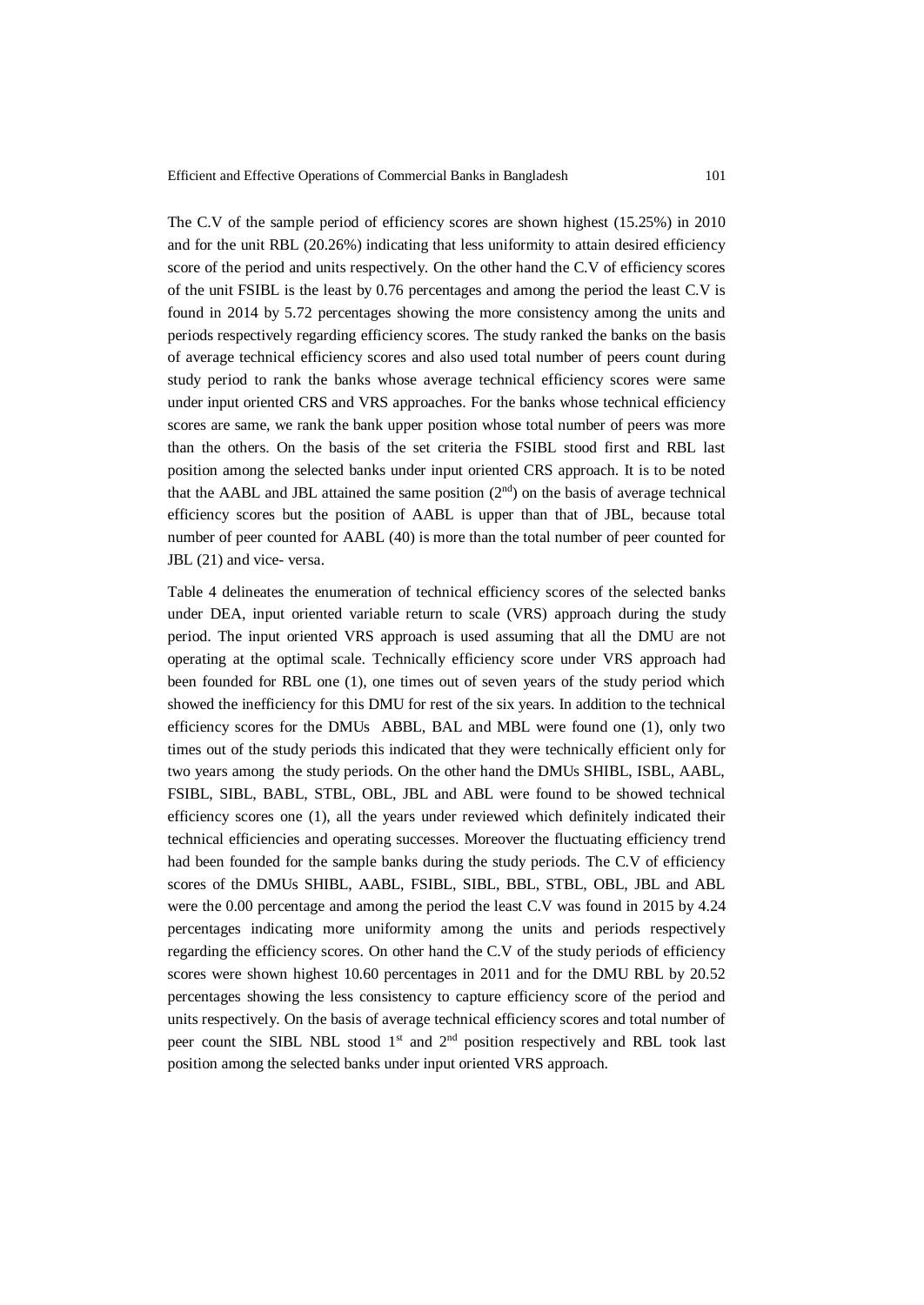The C.V of the sample period of efficiency scores are shown highest (15.25%) in 2010 and for the unit RBL (20.26%) indicating that less uniformity to attain desired efficiency score of the period and units respectively. On the other hand the C.V of efficiency scores of the unit FSIBL is the least by 0.76 percentages and among the period the least C.V is found in 2014 by 5.72 percentages showing the more consistency among the units and periods respectively regarding efficiency scores. The study ranked the banks on the basis of average technical efficiency scores and also used total number of peers count during study period to rank the banks whose average technical efficiency scores were same under input oriented CRS and VRS approaches. For the banks whose technical efficiency scores are same, we rank the bank upper position whose total number of peers was more than the others. On the basis of the set criteria the FSIBL stood first and RBL last position among the selected banks under input oriented CRS approach. It is to be noted that the AABL and JBL attained the same position (2nd) on the basis of average technical efficiency scores but the position of AABL is upper than that of JBL, because total number of peer counted for AABL (40) is more than the total number of peer counted for JBL (21) and vice- versa.

Table 4 delineates the enumeration of technical efficiency scores of the selected banks under DEA, input oriented variable return to scale (VRS) approach during the study period. The input oriented VRS approach is used assuming that all the DMU are not operating at the optimal scale. Technically efficiency score under VRS approach had been founded for RBL one (1), one times out of seven years of the study period which showed the inefficiency for this DMU for rest of the six years. In addition to the technical efficiency scores for the DMUs ABBL, BAL and MBL were found one (1), only two times out of the study periods this indicated that they were technically efficient only for two years among the study periods. On the other hand the DMUs SHIBL, ISBL, AABL, FSIBL, SIBL, BABL, STBL, OBL, JBL and ABL were found to be showed technical efficiency scores one (1), all the years under reviewed which definitely indicated their technical efficiencies and operating successes. Moreover the fluctuating efficiency trend had been founded for the sample banks during the study periods. The C.V of efficiency scores of the DMUs SHIBL, AABL, FSIBL, SIBL, BBL, STBL, OBL, JBL and ABL were the 0.00 percentage and among the period the least C.V was found in 2015 by 4.24 percentages indicating more uniformity among the units and periods respectively regarding the efficiency scores. On other hand the C.V of the study periods of efficiency scores were shown highest 10.60 percentages in 2011 and for the DMU RBL by 20.52 percentages showing the less consistency to capture efficiency score of the period and units respectively. On the basis of average technical efficiency scores and total number of peer count the SIBL NBL stood 1st and 2nd position respectively and RBL took last position among the selected banks under input oriented VRS approach.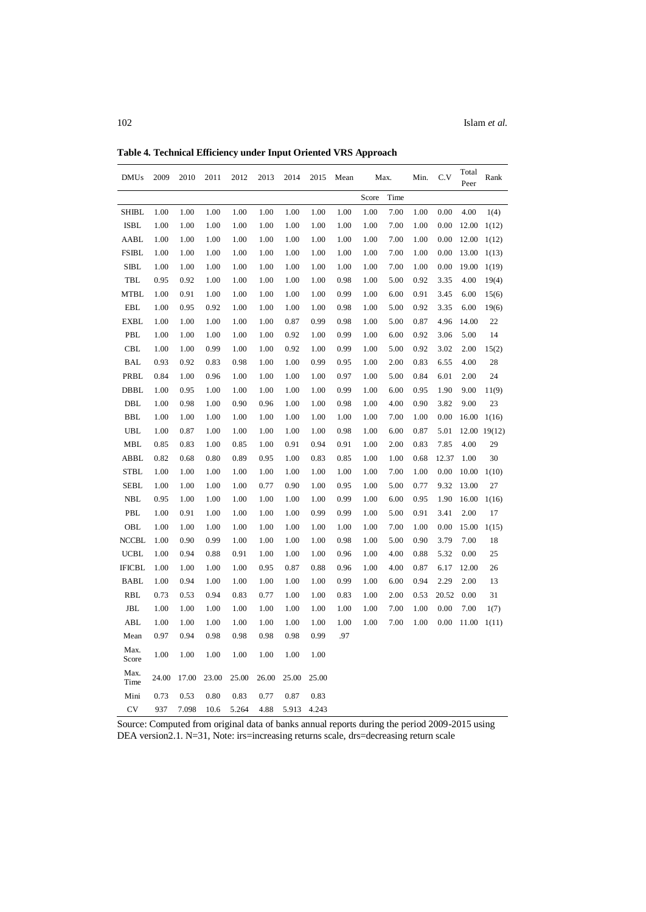**Table 4. Technical Efficiency under Input Oriented VRS Approach**

| DMUs | 2009 | 2010 | 2011 | 2012 | 2013 | 2014 | 2015 | Mean | Max. | | Min. | C.V | Total Peer | Rank |
|---|---|---|---|---|---|---|---|---|---|---|---|---|---|---|
| | | | | | | | | | Score | Time | | | | |
| SHIBL | 1.00 | 1.00 | 1.00 | 1.00 | 1.00 | 1.00 | 1.00 | 1.00 | 1.00 | 7.00 | 1.00 | 0.00 | 4.00 | 1(4) |
| ISBL | 1.00 | 1.00 | 1.00 | 1.00 | 1.00 | 1.00 | 1.00 | 1.00 | 1.00 | 7.00 | 1.00 | 0.00 | 12.00 | 1(12) |
| AABL | 1.00 | 1.00 | 1.00 | 1.00 | 1.00 | 1.00 | 1.00 | 1.00 | 1.00 | 7.00 | 1.00 | 0.00 | 12.00 | 1(12) |
| FSIBL | 1.00 | 1.00 | 1.00 | 1.00 | 1.00 | 1.00 | 1.00 | 1.00 | 1.00 | 7.00 | 1.00 | 0.00 | 13.00 | 1(13) |
| SIBL | 1.00 | 1.00 | 1.00 | 1.00 | 1.00 | 1.00 | 1.00 | 1.00 | 1.00 | 7.00 | 1.00 | 0.00 | 19.00 | 1(19) |
| TBL | 0.95 | 0.92 | 1.00 | 1.00 | 1.00 | 1.00 | 1.00 | 0.98 | 1.00 | 5.00 | 0.92 | 3.35 | 4.00 | 19(4) |
| MTBL | 1.00 | 0.91 | 1.00 | 1.00 | 1.00 | 1.00 | 1.00 | 0.99 | 1.00 | 6.00 | 0.91 | 3.45 | 6.00 | 15(6) |
| EBL | 1.00 | 0.95 | 0.92 | 1.00 | 1.00 | 1.00 | 1.00 | 0.98 | 1.00 | 5.00 | 0.92 | 3.35 | 6.00 | 19(6) |
| EXBL | 1.00 | 1.00 | 1.00 | 1.00 | 1.00 | 0.87 | 0.99 | 0.98 | 1.00 | 5.00 | 0.87 | 4.96 | 14.00 | 22 |
| PBL | 1.00 | 1.00 | 1.00 | 1.00 | 1.00 | 0.92 | 1.00 | 0.99 | 1.00 | 6.00 | 0.92 | 3.06 | 5.00 | 14 |
| CBL | 1.00 | 1.00 | 0.99 | 1.00 | 1.00 | 0.92 | 1.00 | 0.99 | 1.00 | 5.00 | 0.92 | 3.02 | 2.00 | 15(2) |
| BAL | 0.93 | 0.92 | 0.83 | 0.98 | 1.00 | 1.00 | 0.99 | 0.95 | 1.00 | 2.00 | 0.83 | 6.55 | 4.00 | 28 |
| PRBL | 0.84 | 1.00 | 0.96 | 1.00 | 1.00 | 1.00 | 1.00 | 0.97 | 1.00 | 5.00 | 0.84 | 6.01 | 2.00 | 24 |
| DBBL | 1.00 | 0.95 | 1.00 | 1.00 | 1.00 | 1.00 | 1.00 | 0.99 | 1.00 | 6.00 | 0.95 | 1.90 | 9.00 | 11(9) |
| DBL | 1.00 | 0.98 | 1.00 | 0.90 | 0.96 | 1.00 | 1.00 | 0.98 | 1.00 | 4.00 | 0.90 | 3.82 | 9.00 | 23 |
| BBL | 1.00 | 1.00 | 1.00 | 1.00 | 1.00 | 1.00 | 1.00 | 1.00 | 1.00 | 7.00 | 1.00 | 0.00 | 16.00 | 1(16) |
| UBL | 1.00 | 0.87 | 1.00 | 1.00 | 1.00 | 1.00 | 1.00 | 0.98 | 1.00 | 6.00 | 0.87 | 5.01 | 12.00 | 19(12) |
| MBL | 0.85 | 0.83 | 1.00 | 0.85 | 1.00 | 0.91 | 0.94 | 0.91 | 1.00 | 2.00 | 0.83 | 7.85 | 4.00 | 29 |
| ABBL | 0.82 | 0.68 | 0.80 | 0.89 | 0.95 | 1.00 | 0.83 | 0.85 | 1.00 | 1.00 | 0.68 | 12.37 | 1.00 | 30 |
| STBL | 1.00 | 1.00 | 1.00 | 1.00 | 1.00 | 1.00 | 1.00 | 1.00 | 1.00 | 7.00 | 1.00 | 0.00 | 10.00 | 1(10) |
| SEBL | 1.00 | 1.00 | 1.00 | 1.00 | 0.77 | 0.90 | 1.00 | 0.95 | 1.00 | 5.00 | 0.77 | 9.32 | 13.00 | 27 |
| NBL | 0.95 | 1.00 | 1.00 | 1.00 | 1.00 | 1.00 | 1.00 | 0.99 | 1.00 | 6.00 | 0.95 | 1.90 | 16.00 | 1(16) |
| PBL | 1.00 | 0.91 | 1.00 | 1.00 | 1.00 | 1.00 | 0.99 | 0.99 | 1.00 | 5.00 | 0.91 | 3.41 | 2.00 | 17 |
| OBL | 1.00 | 1.00 | 1.00 | 1.00 | 1.00 | 1.00 | 1.00 | 1.00 | 1.00 | 7.00 | 1.00 | 0.00 | 15.00 | 1(15) |
| NCCBL | 1.00 | 0.90 | 0.99 | 1.00 | 1.00 | 1.00 | 1.00 | 0.98 | 1.00 | 5.00 | 0.90 | 3.79 | 7.00 | 18 |
| UCBL | 1.00 | 0.94 | 0.88 | 0.91 | 1.00 | 1.00 | 1.00 | 0.96 | 1.00 | 4.00 | 0.88 | 5.32 | 0.00 | 25 |
| IFICBL | 1.00 | 1.00 | 1.00 | 1.00 | 0.95 | 0.87 | 0.88 | 0.96 | 1.00 | 4.00 | 0.87 | 6.17 | 12.00 | 26 |
| BABL | 1.00 | 0.94 | 1.00 | 1.00 | 1.00 | 1.00 | 1.00 | 0.99 | 1.00 | 6.00 | 0.94 | 2.29 | 2.00 | 13 |
| RBL | 0.73 | 0.53 | 0.94 | 0.83 | 0.77 | 1.00 | 1.00 | 0.83 | 1.00 | 2.00 | 0.53 | 20.52 | 0.00 | 31 |
| JBL | 1.00 | 1.00 | 1.00 | 1.00 | 1.00 | 1.00 | 1.00 | 1.00 | 1.00 | 7.00 | 1.00 | 0.00 | 7.00 | 1(7) |
| ABL | 1.00 | 1.00 | 1.00 | 1.00 | 1.00 | 1.00 | 1.00 | 1.00 | 1.00 | 7.00 | 1.00 | 0.00 | 11.00 | 1(11) |
| Mean | 0.97 | 0.94 | 0.98 | 0.98 | 0.98 | 0.98 | 0.99 | .97 | | | | | | |
| Max. Score | 1.00 | 1.00 | 1.00 | 1.00 | 1.00 | 1.00 | 1.00 | | | | | | | |
| Max. Time | 24.00 | 17.00 | 23.00 | 25.00 | 26.00 | 25.00 | 25.00 | | | | | | | |
| Mini | 0.73 | 0.53 | 0.80 | 0.83 | 0.77 | 0.87 | 0.83 | | | | | | | |
| CV | 937 | 7.098 | 10.6 | 5.264 | 4.88 | 5.913 | 4.243 | | | | | | | |

Source: Computed from original data of banks annual reports during the period 2009-2015 using DEA version2.1. N=31, Note: irs=increasing returns scale, drs=decreasing return scale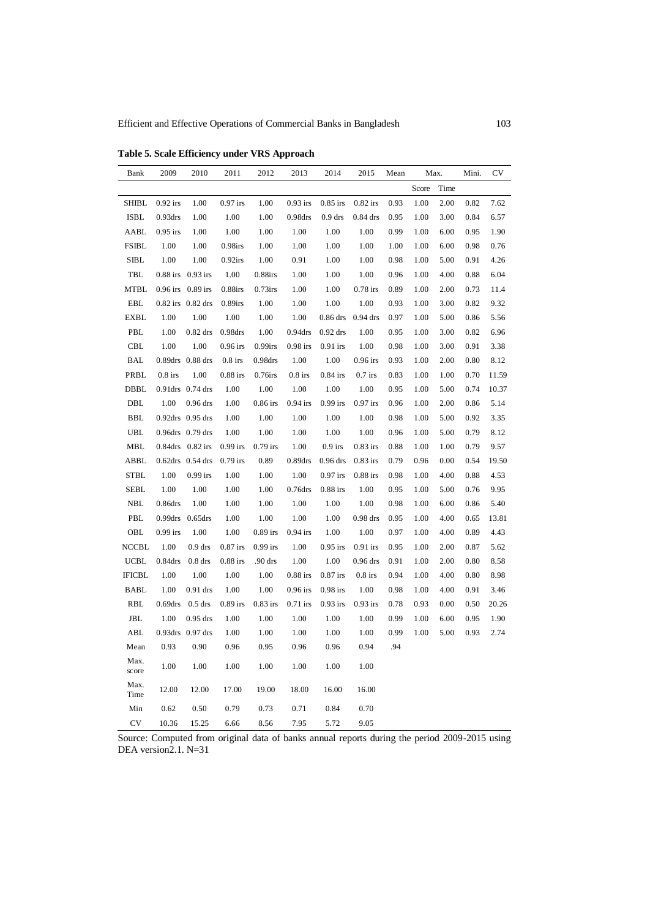**Table 5. Scale Efficiency under VRS Approach**

| Bank | 2009 | 2010 | 2011 | 2012 | 2013 | 2014 | 2015 | Mean | Max. | | Mini. | CV |
|---|---|---|---|---|---|---|---|---|---|---|---|---|
| | | | | | | | | | Score | Time | | |
| SHIBL | 0.92 irs | 1.00 | 0.97 irs | 1.00 | 0.93 irs | 0.85 irs | 0.82 irs | 0.93 | 1.00 | 2.00 | 0.82 | 7.62 |
| ISBL | 0.93drs | 1.00 | 1.00 | 1.00 | 0.98drs | 0.9 drs | 0.84 drs | 0.95 | 1.00 | 3.00 | 0.84 | 6.57 |
| AABL | 0.95 irs | 1.00 | 1.00 | 1.00 | 1.00 | 1.00 | 1.00 | 0.99 | 1.00 | 6.00 | 0.95 | 1.90 |
| FSIBL | 1.00 | 1.00 | 0.98irs | 1.00 | 1.00 | 1.00 | 1.00 | 1.00 | 1.00 | 6.00 | 0.98 | 0.76 |
| SIBL | 1.00 | 1.00 | 0.92irs | 1.00 | 0.91 | 1.00 | 1.00 | 0.98 | 1.00 | 5.00 | 0.91 | 4.26 |
| TBL | 0.88 irs | 0.93 irs | 1.00 | 0.88irs | 1.00 | 1.00 | 1.00 | 0.96 | 1.00 | 4.00 | 0.88 | 6.04 |
| MTBL | 0.96 irs | 0.89 irs | 0.88irs | 0.73irs | 1.00 | 1.00 | 0.78 irs | 0.89 | 1.00 | 2.00 | 0.73 | 11.4 |
| EBL | 0.82 irs | 0.82 drs | 0.89irs | 1.00 | 1.00 | 1.00 | 1.00 | 0.93 | 1.00 | 3.00 | 0.82 | 9.32 |
| EXBL | 1.00 | 1.00 | 1.00 | 1.00 | 1.00 | 0.86 drs | 0.94 drs | 0.97 | 1.00 | 5.00 | 0.86 | 5.56 |
| PBL | 1.00 | 0.82 drs | 0.98drs | 1.00 | 0.94drs | 0.92 drs | 1.00 | 0.95 | 1.00 | 3.00 | 0.82 | 6.96 |
| CBL | 1.00 | 1.00 | 0.96 irs | 0.99irs | 0.98 irs | 0.91 irs | 1.00 | 0.98 | 1.00 | 3.00 | 0.91 | 3.38 |
| BAL | 0.89drs | 0.88 drs | 0.8 irs | 0.98drs | 1.00 | 1.00 | 0.96 irs | 0.93 | 1.00 | 2.00 | 0.80 | 8.12 |
| PRBL | 0.8 irs | 1.00 | 0.88 irs | 0.76irs | 0.8 irs | 0.84 irs | 0.7 irs | 0.83 | 1.00 | 1.00 | 0.70 | 11.59 |
| DBBL | 0.91drs | 0.74 drs | 1.00 | 1.00 | 1.00 | 1.00 | 1.00 | 0.95 | 1.00 | 5.00 | 0.74 | 10.37 |
| DBL | 1.00 | 0.96 drs | 1.00 | 0.86 irs | 0.94 irs | 0.99 irs | 0.97 irs | 0.96 | 1.00 | 2.00 | 0.86 | 5.14 |
| BBL | 0.92drs | 0.95 drs | 1.00 | 1.00 | 1.00 | 1.00 | 1.00 | 0.98 | 1.00 | 5.00 | 0.92 | 3.35 |
| UBL | 0.96drs | 0.79 drs | 1.00 | 1.00 | 1.00 | 1.00 | 1.00 | 0.96 | 1.00 | 5.00 | 0.79 | 8.12 |
| MBL | 0.84drs | 0.82 irs | 0.99 irs | 0.79 irs | 1.00 | 0.9 irs | 0.83 irs | 0.88 | 1.00 | 1.00 | 0.79 | 9.57 |
| ABBL | 0.62drs | 0.54 drs | 0.79 irs | 0.89 | 0.89drs | 0.96 drs | 0.83 irs | 0.79 | 0.96 | 0.00 | 0.54 | 19.50 |
| STBL | 1.00 | 0.99 irs | 1.00 | 1.00 | 1.00 | 0.97 irs | 0.88 irs | 0.98 | 1.00 | 4.00 | 0.88 | 4.53 |
| SEBL | 1.00 | 1.00 | 1.00 | 1.00 | 0.76drs | 0.88 irs | 1.00 | 0.95 | 1.00 | 5.00 | 0.76 | 9.95 |
| NBL | 0.86drs | 1.00 | 1.00 | 1.00 | 1.00 | 1.00 | 1.00 | 0.98 | 1.00 | 6.00 | 0.86 | 5.40 |
| PBL | 0.99drs | 0.65drs | 1.00 | 1.00 | 1.00 | 1.00 | 0.98 drs | 0.95 | 1.00 | 4.00 | 0.65 | 13.81 |
| OBL | 0.99 irs | 1.00 | 1.00 | 0.89 irs | 0.94 irs | 1.00 | 1.00 | 0.97 | 1.00 | 4.00 | 0.89 | 4.43 |
| NCCBL | 1.00 | 0.9 drs | 0.87 irs | 0.99 irs | 1.00 | 0.95 irs | 0.91 irs | 0.95 | 1.00 | 2.00 | 0.87 | 5.62 |
| UCBL | 0.84drs | 0.8 drs | 0.88 irs | .90 drs | 1.00 | 1.00 | 0.96 drs | 0.91 | 1.00 | 2.00 | 0.80 | 8.58 |
| IFICBL | 1.00 | 1.00 | 1.00 | 1.00 | 0.88 irs | 0.87 irs | 0.8 irs | 0.94 | 1.00 | 4.00 | 0.80 | 8.98 |
| BABL | 1.00 | 0.91 drs | 1.00 | 1.00 | 0.96 irs | 0.98 irs | 1.00 | 0.98 | 1.00 | 4.00 | 0.91 | 3.46 |
| RBL | 0.69drs | 0.5 drs | 0.89 irs | 0.83 irs | 0.71 irs | 0.93 irs | 0.93 irs | 0.78 | 0.93 | 0.00 | 0.50 | 20.26 |
| JBL | 1.00 | 0.95 drs | 1.00 | 1.00 | 1.00 | 1.00 | 1.00 | 0.99 | 1.00 | 6.00 | 0.95 | 1.90 |
| ABL | 0.93drs | 0.97 drs | 1.00 | 1.00 | 1.00 | 1.00 | 1.00 | 0.99 | 1.00 | 5.00 | 0.93 | 2.74 |
| Mean | 0.93 | 0.90 | 0.96 | 0.95 | 0.96 | 0.96 | 0.94 | .94 | | | | |
| Max. score | 1.00 | 1.00 | 1.00 | 1.00 | 1.00 | 1.00 | 1.00 | | | | | |
| Max. Time | 12.00 | 12.00 | 17.00 | 19.00 | 18.00 | 16.00 | 16.00 | | | | | |
| Min | 0.62 | 0.50 | 0.79 | 0.73 | 0.71 | 0.84 | 0.70 | | | | | |
| CV | 10.36 | 15.25 | 6.66 | 8.56 | 7.95 | 5.72 | 9.05 | | | | | |

Source: Computed from original data of banks annual reports during the period 2009-2015 using DEA version2.1. N=31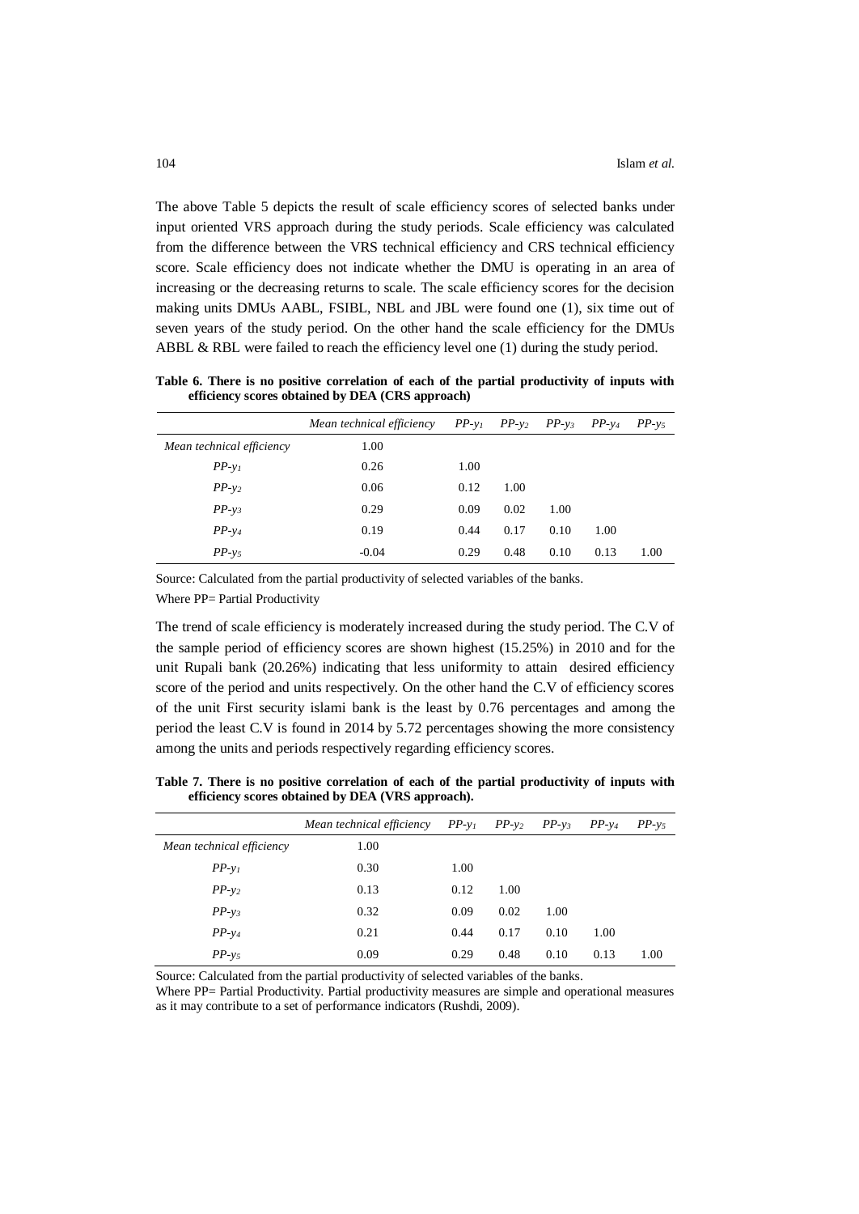The above Table 5 depicts the result of scale efficiency scores of selected banks under input oriented VRS approach during the study periods. Scale efficiency was calculated from the difference between the VRS technical efficiency and CRS technical efficiency score. Scale efficiency does not indicate whether the DMU is operating in an area of increasing or the decreasing returns to scale. The scale efficiency scores for the decision making units DMUs AABL, FSIBL, NBL and JBL were found one (1), six time out of seven years of the study period. On the other hand the scale efficiency for the DMUs ABBL & RBL were failed to reach the efficiency level one (1) during the study period.

**Table 6. There is no positive correlation of each of the partial productivity of inputs with efficiency scores obtained by DEA (CRS approach)**

| | *Mean technical efficiency* | *PP-$y_1$* | *PP-$y_2$* | *PP-$y_3$* | *PP-$y_4$* | *PP-$y_5$* |
|---|---|---|---|---|---|---|
| *Mean technical efficiency* | 1.00 | | | | | |
| *PP-$y_1$* | 0.26 | 1.00 | | | | |
| *PP-$y_2$* | 0.06 | 0.12 | 1.00 | | | |
| *PP-$y_3$* | 0.29 | 0.09 | 0.02 | 1.00 | | |
| *PP-$y_4$* | 0.19 | 0.44 | 0.17 | 0.10 | 1.00 | |
| *PP-$y_5$* | -0.04 | 0.29 | 0.48 | 0.10 | 0.13 | 1.00 |

Source: Calculated from the partial productivity of selected variables of the banks.

Where PP= Partial Productivity

The trend of scale efficiency is moderately increased during the study period. The C.V of the sample period of efficiency scores are shown highest (15.25%) in 2010 and for the unit Rupali bank (20.26%) indicating that less uniformity to attain desired efficiency score of the period and units respectively. On the other hand the C.V of efficiency scores of the unit First security islami bank is the least by 0.76 percentages and among the period the least C.V is found in 2014 by 5.72 percentages showing the more consistency among the units and periods respectively regarding efficiency scores.

**Table 7. There is no positive correlation of each of the partial productivity of inputs with efficiency scores obtained by DEA (VRS approach).**

| | *Mean technical efficiency* | *PP-$y_1$* | *PP-$y_2$* | *PP-$y_3$* | *PP-$y_4$* | *PP-$y_5$* |
|---|---|---|---|---|---|---|
| *Mean technical efficiency* | 1.00 | | | | | |
| *PP-$y_1$* | 0.30 | 1.00 | | | | |
| *PP-$y_2$* | 0.13 | 0.12 | 1.00 | | | |
| *PP-$y_3$* | 0.32 | 0.09 | 0.02 | 1.00 | | |
| *PP-$y_4$* | 0.21 | 0.44 | 0.17 | 0.10 | 1.00 | |
| *PP-$y_5$* | 0.09 | 0.29 | 0.48 | 0.10 | 0.13 | 1.00 |

Source: Calculated from the partial productivity of selected variables of the banks.

Where PP= Partial Productivity. Partial productivity measures are simple and operational measures as it may contribute to a set of performance indicators (Rushdi, 2009).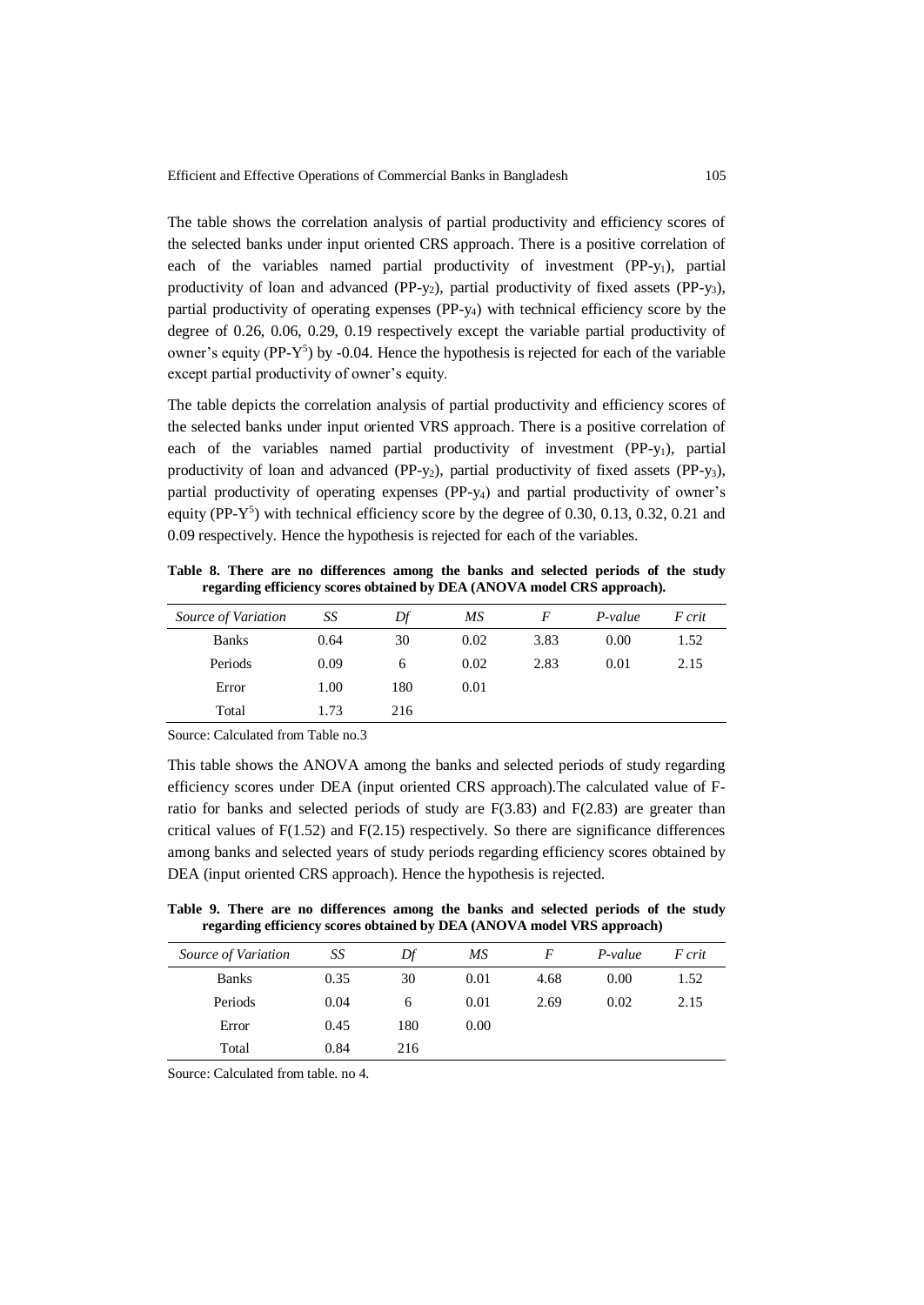The table shows the correlation analysis of partial productivity and efficiency scores of the selected banks under input oriented CRS approach. There is a positive correlation of each of the variables named partial productivity of investment (PP-$y_1$), partial productivity of loan and advanced (PP-$y_2$), partial productivity of fixed assets (PP-$y_3$), partial productivity of operating expenses (PP-$y_4$) with technical efficiency score by the degree of 0.26, 0.06, 0.29, 0.19 respectively except the variable partial productivity of owner's equity (PP-$Y^5$) by -0.04. Hence the hypothesis is rejected for each of the variable except partial productivity of owner's equity.

The table depicts the correlation analysis of partial productivity and efficiency scores of the selected banks under input oriented VRS approach. There is a positive correlation of each of the variables named partial productivity of investment (PP-$y_1$), partial productivity of loan and advanced (PP-$y_2$), partial productivity of fixed assets (PP-$y_3$), partial productivity of operating expenses (PP-$y_4$) and partial productivity of owner's equity (PP-$Y^5$) with technical efficiency score by the degree of 0.30, 0.13, 0.32, 0.21 and 0.09 respectively. Hence the hypothesis is rejected for each of the variables.

**Table 8. There are no differences among the banks and selected periods of the study regarding efficiency scores obtained by DEA (ANOVA model CRS approach).**

| *Source of Variation* | *SS* | *Df* | *MS* | *F* | *P-value* | *F crit* |
|---|---|---|---|---|---|---|
| Banks | 0.64 | 30 | 0.02 | 3.83 | 0.00 | 1.52 |
| Periods | 0.09 | 6 | 0.02 | 2.83 | 0.01 | 2.15 |
| Error | 1.00 | 180 | 0.01 | | | |
| Total | 1.73 | 216 | | | | |

Source: Calculated from Table no.3

This table shows the ANOVA among the banks and selected periods of study regarding efficiency scores under DEA (input oriented CRS approach).The calculated value of F-ratio for banks and selected periods of study are F(3.83) and F(2.83) are greater than critical values of F(1.52) and F(2.15) respectively. So there are significance differences among banks and selected years of study periods regarding efficiency scores obtained by DEA (input oriented CRS approach). Hence the hypothesis is rejected.

**Table 9. There are no differences among the banks and selected periods of the study regarding efficiency scores obtained by DEA (ANOVA model VRS approach)**

| *Source of Variation* | *SS* | *Df* | *MS* | *F* | *P-value* | *F crit* |
|---|---|---|---|---|---|---|
| Banks | 0.35 | 30 | 0.01 | 4.68 | 0.00 | 1.52 |
| Periods | 0.04 | 6 | 0.01 | 2.69 | 0.02 | 2.15 |
| Error | 0.45 | 180 | 0.00 | | | |
| Total | 0.84 | 216 | | | | |

Source: Calculated from table. no 4.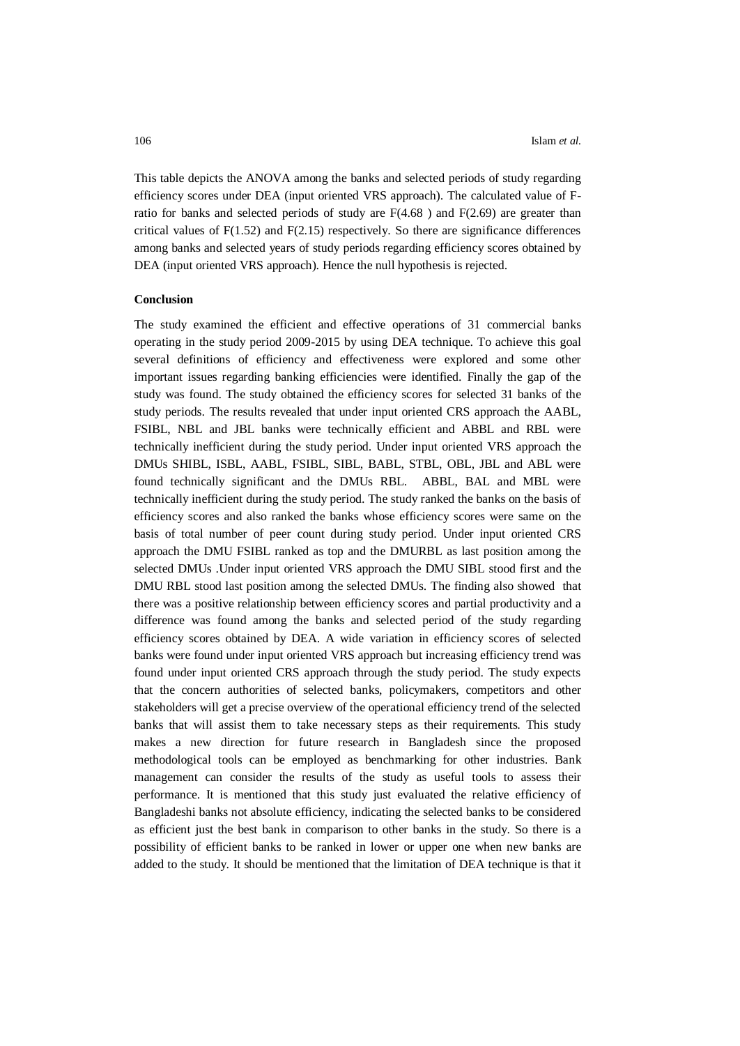This table depicts the ANOVA among the banks and selected periods of study regarding efficiency scores under DEA (input oriented VRS approach). The calculated value of F-ratio for banks and selected periods of study are F(4.68 ) and F(2.69) are greater than critical values of F(1.52) and F(2.15) respectively. So there are significance differences among banks and selected years of study periods regarding efficiency scores obtained by DEA (input oriented VRS approach). Hence the null hypothesis is rejected.

**Conclusion**

The study examined the efficient and effective operations of 31 commercial banks operating in the study period 2009-2015 by using DEA technique. To achieve this goal several definitions of efficiency and effectiveness were explored and some other important issues regarding banking efficiencies were identified. Finally the gap of the study was found. The study obtained the efficiency scores for selected 31 banks of the study periods. The results revealed that under input oriented CRS approach the AABL, FSIBL, NBL and JBL banks were technically efficient and ABBL and RBL were technically inefficient during the study period. Under input oriented VRS approach the DMUs SHIBL, ISBL, AABL, FSIBL, SIBL, BABL, STBL, OBL, JBL and ABL were found technically significant and the DMUs RBL. ABBL, BAL and MBL were technically inefficient during the study period. The study ranked the banks on the basis of efficiency scores and also ranked the banks whose efficiency scores were same on the basis of total number of peer count during study period. Under input oriented CRS approach the DMU FSIBL ranked as top and the DMURBL as last position among the selected DMUs .Under input oriented VRS approach the DMU SIBL stood first and the DMU RBL stood last position among the selected DMUs. The finding also showed that there was a positive relationship between efficiency scores and partial productivity and a difference was found among the banks and selected period of the study regarding efficiency scores obtained by DEA. A wide variation in efficiency scores of selected banks were found under input oriented VRS approach but increasing efficiency trend was found under input oriented CRS approach through the study period. The study expects that the concern authorities of selected banks, policymakers, competitors and other stakeholders will get a precise overview of the operational efficiency trend of the selected banks that will assist them to take necessary steps as their requirements. This study makes a new direction for future research in Bangladesh since the proposed methodological tools can be employed as benchmarking for other industries. Bank management can consider the results of the study as useful tools to assess their performance. It is mentioned that this study just evaluated the relative efficiency of Bangladeshi banks not absolute efficiency, indicating the selected banks to be considered as efficient just the best bank in comparison to other banks in the study. So there is a possibility of efficient banks to be ranked in lower or upper one when new banks are added to the study. It should be mentioned that the limitation of DEA technique is that it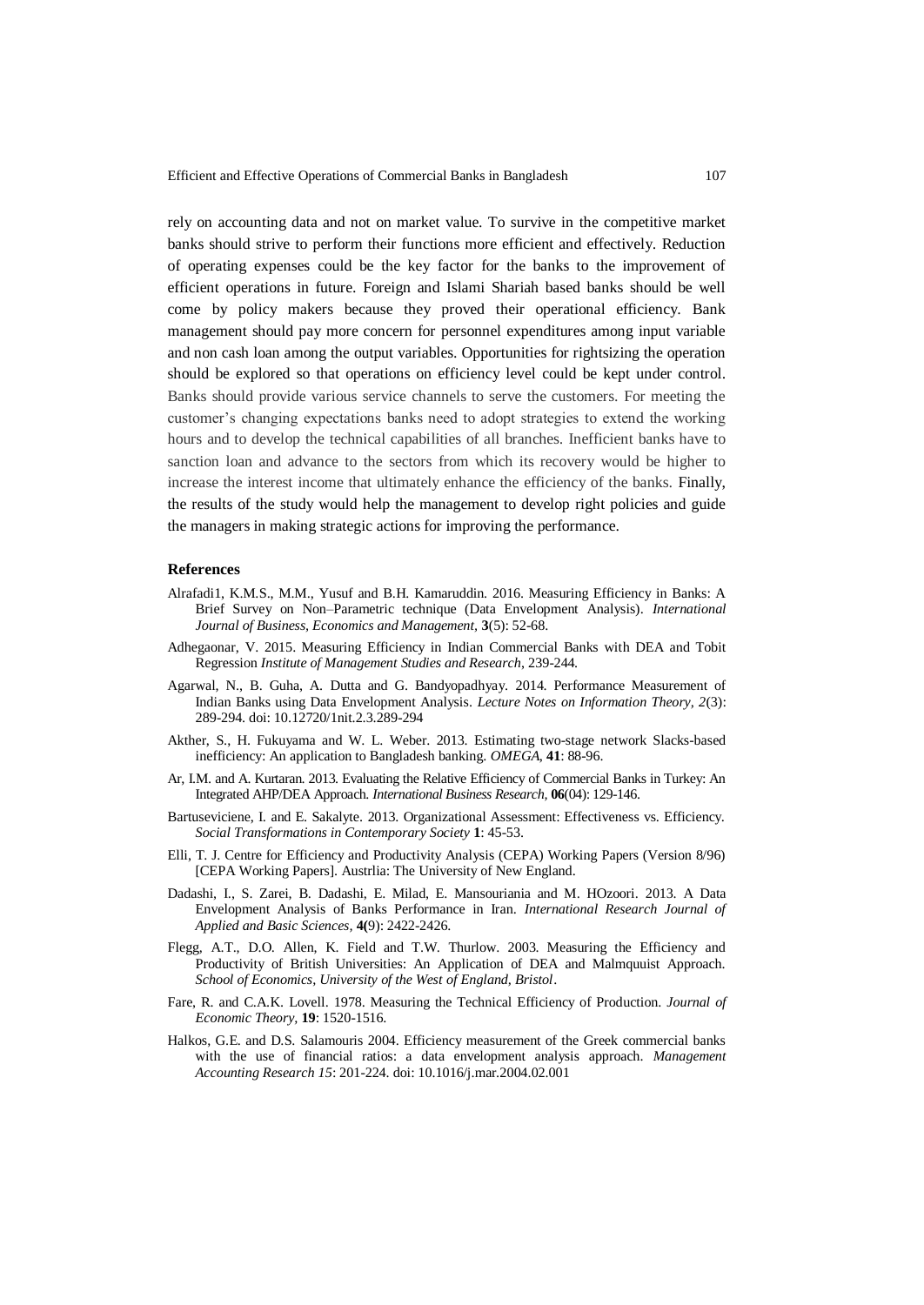rely on accounting data and not on market value. To survive in the competitive market banks should strive to perform their functions more efficient and effectively. Reduction of operating expenses could be the key factor for the banks to the improvement of efficient operations in future. Foreign and Islami Shariah based banks should be well come by policy makers because they proved their operational efficiency. Bank management should pay more concern for personnel expenditures among input variable and non cash loan among the output variables. Opportunities for rightsizing the operation should be explored so that operations on efficiency level could be kept under control. Banks should provide various service channels to serve the customers. For meeting the customer's changing expectations banks need to adopt strategies to extend the working hours and to develop the technical capabilities of all branches. Inefficient banks have to sanction loan and advance to the sectors from which its recovery would be higher to increase the interest income that ultimately enhance the efficiency of the banks. Finally, the results of the study would help the management to develop right policies and guide the managers in making strategic actions for improving the performance.

## References

Alrafadi1, K.M.S., M.M., Yusuf and B.H. Kamaruddin. 2016. Measuring Efficiency in Banks: A Brief Survey on Non–Parametric technique (Data Envelopment Analysis). *International Journal of Business, Economics and Management*, **3**(5): 52-68.

Adhegaonar, V. 2015. Measuring Efficiency in Indian Commercial Banks with DEA and Tobit Regression *Institute of Management Studies and Research*, 239-244.

Agarwal, N., B. Guha, A. Dutta and G. Bandyopadhyay. 2014. Performance Measurement of Indian Banks using Data Envelopment Analysis. *Lecture Notes on Information Theory, 2*(3): 289-294. doi: 10.12720/1nit.2.3.289-294

Akther, S., H. Fukuyama and W. L. Weber. 2013. Estimating two-stage network Slacks-based inefficiency: An application to Bangladesh banking. *OMEGA*, **41**: 88-96.

Ar, I.M. and A. Kurtaran. 2013. Evaluating the Relative Efficiency of Commercial Banks in Turkey: An Integrated AHP/DEA Approach. *International Business Research,* **06**(04): 129-146.

Bartuseviciene, I. and E. Sakalyte. 2013. Organizational Assessment: Effectiveness vs. Efficiency. *Social Transformations in Contemporary Society* **1**: 45-53.

Elli, T. J. Centre for Efficiency and Productivity Analysis (CEPA) Working Papers (Version 8/96) [CEPA Working Papers]. Austrlia: The University of New England.

Dadashi, I., S. Zarei, B. Dadashi, E. Milad, E. Mansouriania and M. HOzoori. 2013. A Data Envelopment Analysis of Banks Performance in Iran. *International Research Journal of Applied and Basic Sciences,* **4(**9): 2422-2426.

Flegg, A.T., D.O. Allen, K. Field and T.W. Thurlow. 2003. Measuring the Efficiency and Productivity of British Universities: An Application of DEA and Malmquuist Approach. *School of Economics, University of the West of England, Bristol*.

Fare, R. and C.A.K. Lovell. 1978. Measuring the Technical Efficiency of Production. *Journal of Economic Theory*, **19**: 1520-1516.

Halkos, G.E. and D.S. Salamouris 2004. Efficiency measurement of the Greek commercial banks with the use of financial ratios: a data envelopment analysis approach. *Management Accounting Research 15*: 201-224. doi: 10.1016/j.mar.2004.02.001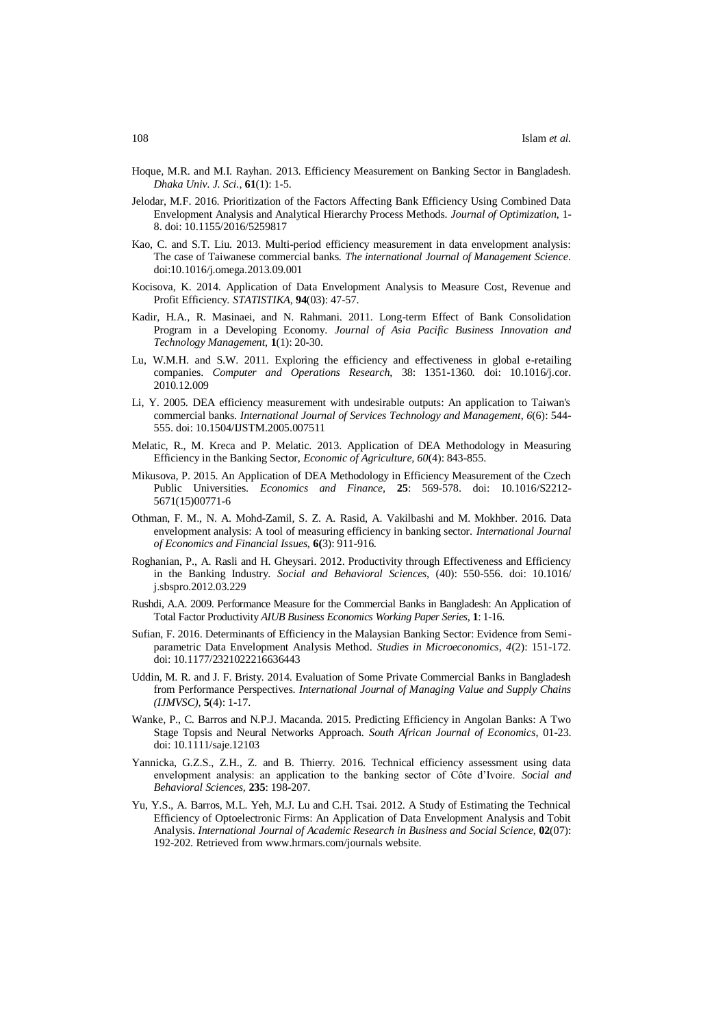Hoque, M.R. and M.I. Rayhan. 2013. Efficiency Measurement on Banking Sector in Bangladesh. *Dhaka Univ. J. Sci.*, **61**(1): 1-5.

Jelodar, M.F. 2016. Prioritization of the Factors Affecting Bank Efficiency Using Combined Data Envelopment Analysis and Analytical Hierarchy Process Methods. *Journal of Optimization*, 1-8. doi: 10.1155/2016/5259817

Kao, C. and S.T. Liu. 2013. Multi-period efficiency measurement in data envelopment analysis: The case of Taiwanese commercial banks. *The international Journal of Management Science*. doi:10.1016/j.omega.2013.09.001

Kocisova, K. 2014. Application of Data Envelopment Analysis to Measure Cost, Revenue and Profit Efficiency. *STATISTIKA*, **94**(03): 47-57.

Kadir, H.A., R. Masinaei, and N. Rahmani. 2011. Long-term Effect of Bank Consolidation Program in a Developing Economy. *Journal of Asia Pacific Business Innovation and Technology Management*, **1**(1): 20-30.

Lu, W.M.H. and S.W. 2011. Exploring the efficiency and effectiveness in global e-retailing companies. *Computer and Operations Research*, 38: 1351-1360. doi: 10.1016/j.cor. 2010.12.009

Li, Y. 2005. DEA efficiency measurement with undesirable outputs: An application to Taiwan's commercial banks. *International Journal of Services Technology and Management, 6*(6): 544-555. doi: 10.1504/IJSTM.2005.007511

Melatic, R., M. Kreca and P. Melatic. 2013. Application of DEA Methodology in Measuring Efficiency in the Banking Sector, *Economic of Agriculture, 60*(4): 843-855.

Mikusova, P. 2015. An Application of DEA Methodology in Efficiency Measurement of the Czech Public Universities. *Economics and Finance*, **25**: 569-578. doi: 10.1016/S2212-5671(15)00771-6

Othman, F. M., N. A. Mohd-Zamil, S. Z. A. Rasid, A. Vakilbashi and M. Mokhber. 2016. Data envelopment analysis: A tool of measuring efficiency in banking sector. *International Journal of Economics and Financial Issues*, **6(**3): 911-916.

Roghanian, P., A. Rasli and H. Gheysari. 2012. Productivity through Effectiveness and Efficiency in the Banking Industry. *Social and Behavioral Sciences*, (40): 550-556. doi: 10.1016/ j.sbspro.2012.03.229

Rushdi, A.A. 2009. Performance Measure for the Commercial Banks in Bangladesh: An Application of Total Factor Productivity *AIUB Business Economics Working Paper Series*, **1**: 1-16.

Sufian, F. 2016. Determinants of Efficiency in the Malaysian Banking Sector: Evidence from Semi-parametric Data Envelopment Analysis Method. *Studies in Microeconomics, 4*(2): 151-172. doi: 10.1177/2321022216636443

Uddin, M. R. and J. F. Bristy. 2014. Evaluation of Some Private Commercial Banks in Bangladesh from Performance Perspectives. *International Journal of Managing Value and Supply Chains (IJMVSC)*, **5**(4): 1-17.

Wanke, P., C. Barros and N.P.J. Macanda. 2015. Predicting Efficiency in Angolan Banks: A Two Stage Topsis and Neural Networks Approach. *South African Journal of Economics*, 01-23. doi: 10.1111/saje.12103

Yannicka, G.Z.S., Z.H., Z. and B. Thierry. 2016. Technical efficiency assessment using data envelopment analysis: an application to the banking sector of Côte d'Ivoire. *Social and Behavioral Sciences*, **235**: 198-207.

Yu, Y.S., A. Barros, M.L. Yeh, M.J. Lu and C.H. Tsai. 2012. A Study of Estimating the Technical Efficiency of Optoelectronic Firms: An Application of Data Envelopment Analysis and Tobit Analysis. *International Journal of Academic Research in Business and Social Science*, **02**(07): 192-202. Retrieved from www.hrmars.com/journals website.